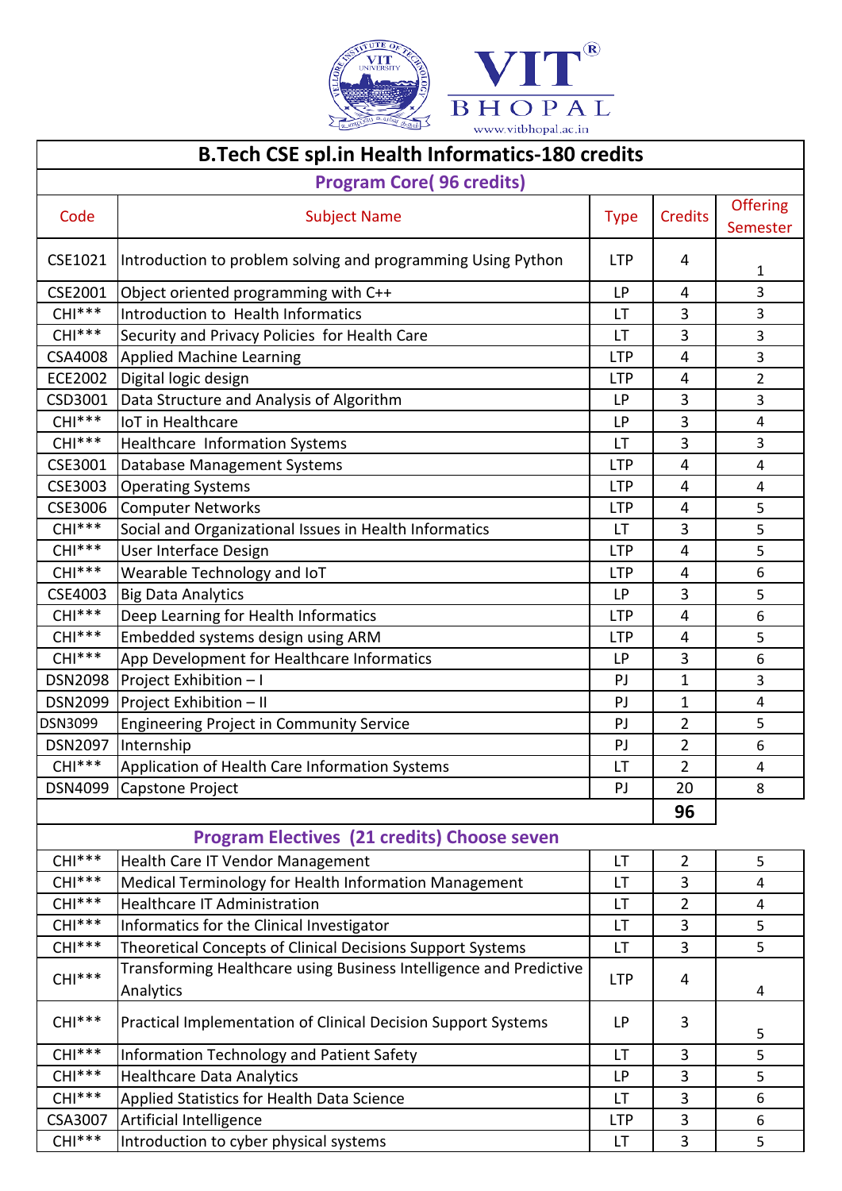# B.Tech CSE spl.in Health Informatics-180 credits

## Program Core( 96 credits)

| Code | Subject Name | Type | Credits | Offering Semester |
|---|---|---|---|---|
| CSE1021 | Introduction to problem solving and programming Using Python | LTP | 4 | 1 |
| CSE2001 | Object oriented programming with C++ | LP | 4 | 3 |
| CHI*** | Introduction to Health Informatics | LT | 3 | 3 |
| CHI*** | Security and Privacy Policies for Health Care | LT | 3 | 3 |
| CSA4008 | Applied Machine Learning | LTP | 4 | 3 |
| ECE2002 | Digital logic design | LTP | 4 | 2 |
| CSD3001 | Data Structure and Analysis of Algorithm | LP | 3 | 3 |
| CHI*** | IoT in Healthcare | LP | 3 | 4 |
| CHI*** | Healthcare Information Systems | LT | 3 | 3 |
| CSE3001 | Database Management Systems | LTP | 4 | 4 |
| CSE3003 | Operating Systems | LTP | 4 | 4 |
| CSE3006 | Computer Networks | LTP | 4 | 5 |
| CHI*** | Social and Organizational Issues in Health Informatics | LT | 3 | 5 |
| CHI*** | User Interface Design | LTP | 4 | 5 |
| CHI*** | Wearable Technology and IoT | LTP | 4 | 6 |
| CSE4003 | Big Data Analytics | LP | 3 | 5 |
| CHI*** | Deep Learning for Health Informatics | LTP | 4 | 6 |
| CHI*** | Embedded systems design using ARM | LTP | 4 | 5 |
| CHI*** | App Development for Healthcare Informatics | LP | 3 | 6 |
| DSN2098 | Project Exhibition – I | PJ | 1 | 3 |
| DSN2099 | Project Exhibition – II | PJ | 1 | 4 |
| DSN3099 | Engineering Project in Community Service | PJ | 2 | 5 |
| DSN2097 | Internship | PJ | 2 | 6 |
| CHI*** | Application of Health Care Information Systems | LT | 2 | 4 |
| DSN4099 | Capstone Project | PJ | 20 | 8 |
| | | | **96** | |

## Program Electives (21 credits) Choose seven

| Code | Subject Name | Type | Credits | Offering Semester |
|---|---|---|---|---|
| CHI*** | Health Care IT Vendor Management | LT | 2 | 5 |
| CHI*** | Medical Terminology for Health Information Management | LT | 3 | 4 |
| CHI*** | Healthcare IT Administration | LT | 2 | 4 |
| CHI*** | Informatics for the Clinical Investigator | LT | 3 | 5 |
| CHI*** | Theoretical Concepts of Clinical Decisions Support Systems | LT | 3 | 5 |
| CHI*** | Transforming Healthcare using Business Intelligence and Predictive Analytics | LTP | 4 | 4 |
| CHI*** | Practical Implementation of Clinical Decision Support Systems | LP | 3 | 5 |
| CHI*** | Information Technology and Patient Safety | LT | 3 | 5 |
| CHI*** | Healthcare Data Analytics | LP | 3 | 5 |
| CHI*** | Applied Statistics for Health Data Science | LT | 3 | 6 |
| CSA3007 | Artificial Intelligence | LTP | 3 | 6 |
| CHI*** | Introduction to cyber physical systems | LT | 3 | 5 |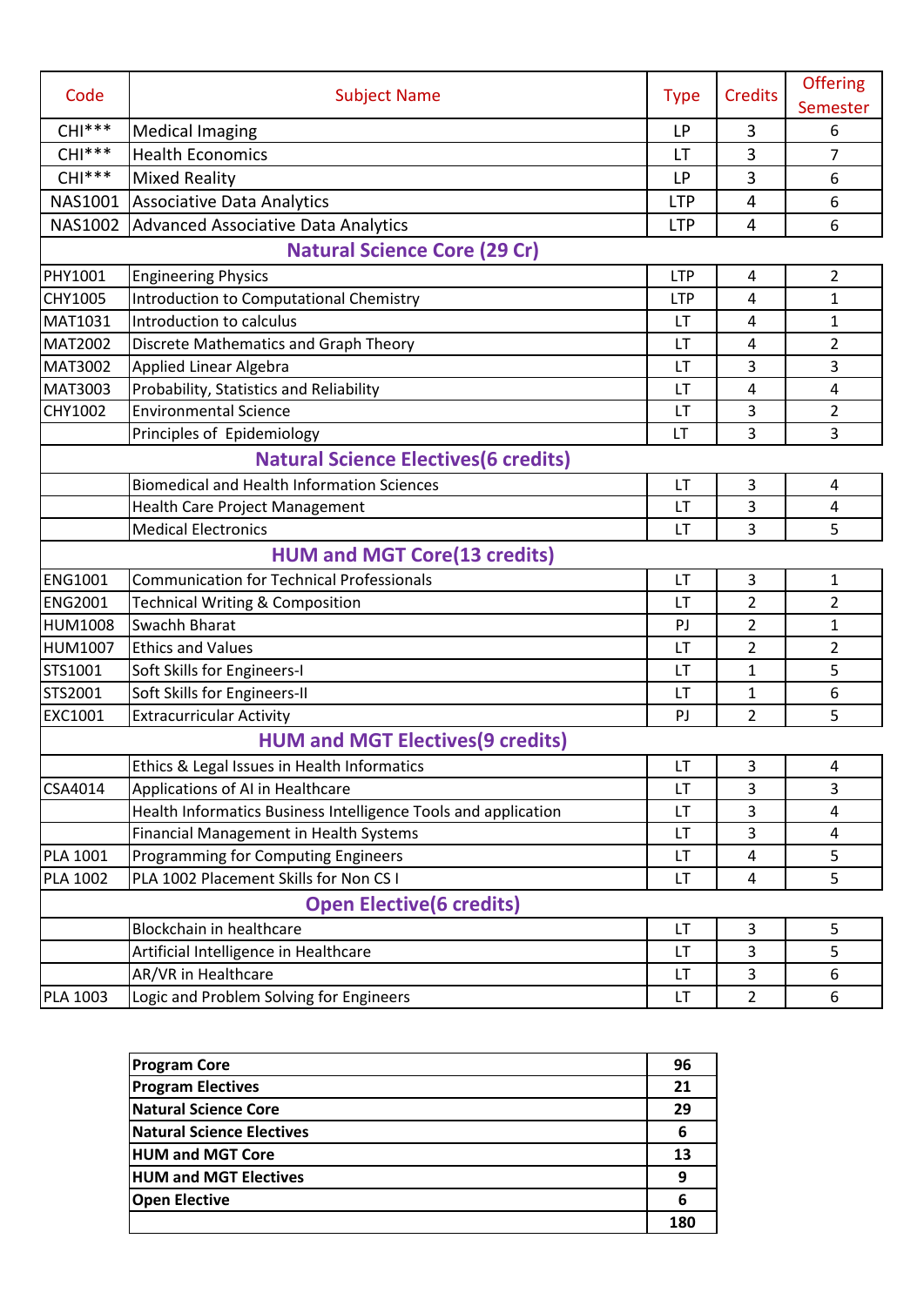| Code | Subject Name | Type | Credits | Offering Semester |
|---|---|---|---|---|
| CHI*** | Medical Imaging | LP | 3 | 6 |
| CHI*** | Health Economics | LT | 3 | 7 |
| CHI*** | Mixed Reality | LP | 3 | 6 |
| NAS1001 | Associative Data Analytics | LTP | 4 | 6 |
| NAS1002 | Advanced Associative Data Analytics | LTP | 4 | 6 |
| **Natural Science Core (29 Cr)** | | | | |
| PHY1001 | Engineering Physics | LTP | 4 | 2 |
| CHY1005 | Introduction to Computational Chemistry | LTP | 4 | 1 |
| MAT1031 | Introduction to calculus | LT | 4 | 1 |
| MAT2002 | Discrete Mathematics and Graph Theory | LT | 4 | 2 |
| MAT3002 | Applied Linear Algebra | LT | 3 | 3 |
| MAT3003 | Probability, Statistics and Reliability | LT | 4 | 4 |
| CHY1002 | Environmental Science | LT | 3 | 2 |
| | Principles of Epidemiology | LT | 3 | 3 |
| **Natural Science Electives(6 credits)** | | | | |
| | Biomedical and Health Information Sciences | LT | 3 | 4 |
| | Health Care Project Management | LT | 3 | 4 |
| | Medical Electronics | LT | 3 | 5 |
| **HUM and MGT Core(13 credits)** | | | | |
| ENG1001 | Communication for Technical Professionals | LT | 3 | 1 |
| ENG2001 | Technical Writing & Composition | LT | 2 | 2 |
| HUM1008 | Swachh Bharat | PJ | 2 | 1 |
| HUM1007 | Ethics and Values | LT | 2 | 2 |
| STS1001 | Soft Skills for Engineers-I | LT | 1 | 5 |
| STS2001 | Soft Skills for Engineers-II | LT | 1 | 6 |
| EXC1001 | Extracurricular Activity | PJ | 2 | 5 |
| **HUM and MGT Electives(9 credits)** | | | | |
| | Ethics & Legal Issues in Health Informatics | LT | 3 | 4 |
| CSA4014 | Applications of AI in Healthcare | LT | 3 | 3 |
| | Health Informatics Business Intelligence Tools and application | LT | 3 | 4 |
| | Financial Management in Health Systems | LT | 3 | 4 |
| PLA 1001 | Programming for Computing Engineers | LT | 4 | 5 |
| PLA 1002 | PLA 1002 Placement Skills for Non CS I | LT | 4 | 5 |
| **Open Elective(6 credits)** | | | | |
| | Blockchain in healthcare | LT | 3 | 5 |
| | Artificial Intelligence in Healthcare | LT | 3 | 5 |
| | AR/VR in Healthcare | LT | 3 | 6 |
| PLA 1003 | Logic and Problem Solving for Engineers | LT | 2 | 6 |

| | |
|---|---|
| **Program Core** | **96** |
| **Program Electives** | **21** |
| **Natural Science Core** | **29** |
| **Natural Science Electives** | **6** |
| **HUM and MGT Core** | **13** |
| **HUM and MGT Electives** | **9** |
| **Open Elective** | **6** |
| | **180** |